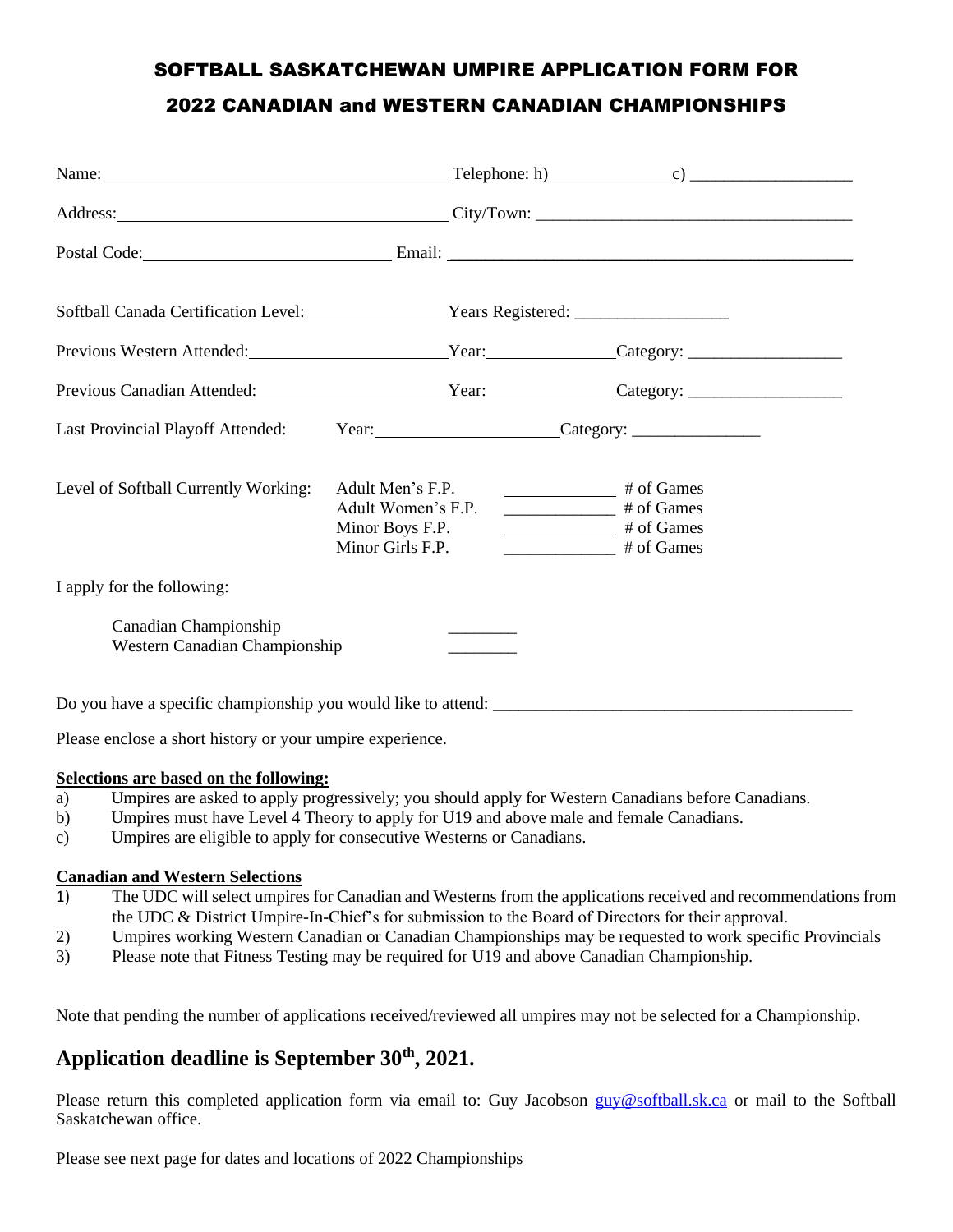# SOFTBALL SASKATCHEWAN UMPIRE APPLICATION FORM FOR 2022 CANADIAN and WESTERN CANADIAN CHAMPIONSHIPS

Name: ________________________________ Telephone: h)____________ c) ________________

Address: ______________________________ City/Town: ______________________________

Postal Code: ___________________________ Email: _________________________________

Softball Canada Certification Level: ______________ Years Registered: ________________

Previous Western Attended: ___________________ Year: ____________ Category: ________________

Previous Canadian Attended: ___________________ Year: ____________ Category: ________________

Last Provincial Playoff Attended: Year: __________________ Category: ______________

Level of Softball Currently Working:

| | | |
|---|---|---|
| Adult Men's F.P. | ___________ | # of Games |
| Adult Women's F.P. | ___________ | # of Games |
| Minor Boys F.P. | ___________ | # of Games |
| Minor Girls F.P. | ___________ | # of Games |

I apply for the following:

Canadian Championship ________

Western Canadian Championship ________

Do you have a specific championship you would like to attend: ________________________________

Please enclose a short history or your umpire experience.

**Selections are based on the following:**

a) Umpires are asked to apply progressively; you should apply for Western Canadians before Canadians.
b) Umpires must have Level 4 Theory to apply for U19 and above male and female Canadians.
c) Umpires are eligible to apply for consecutive Westerns or Canadians.

**Canadian and Western Selections**

1) The UDC will select umpires for Canadian and Westerns from the applications received and recommendations from the UDC & District Umpire-In-Chief's for submission to the Board of Directors for their approval.
2) Umpires working Western Canadian or Canadian Championships may be requested to work specific Provincials
3) Please note that Fitness Testing may be required for U19 and above Canadian Championship.

Note that pending the number of applications received/reviewed all umpires may not be selected for a Championship.

## Application deadline is September 30th, 2021.

Please return this completed application form via email to: Guy Jacobson guy@softball.sk.ca or mail to the Softball Saskatchewan office.

Please see next page for dates and locations of 2022 Championships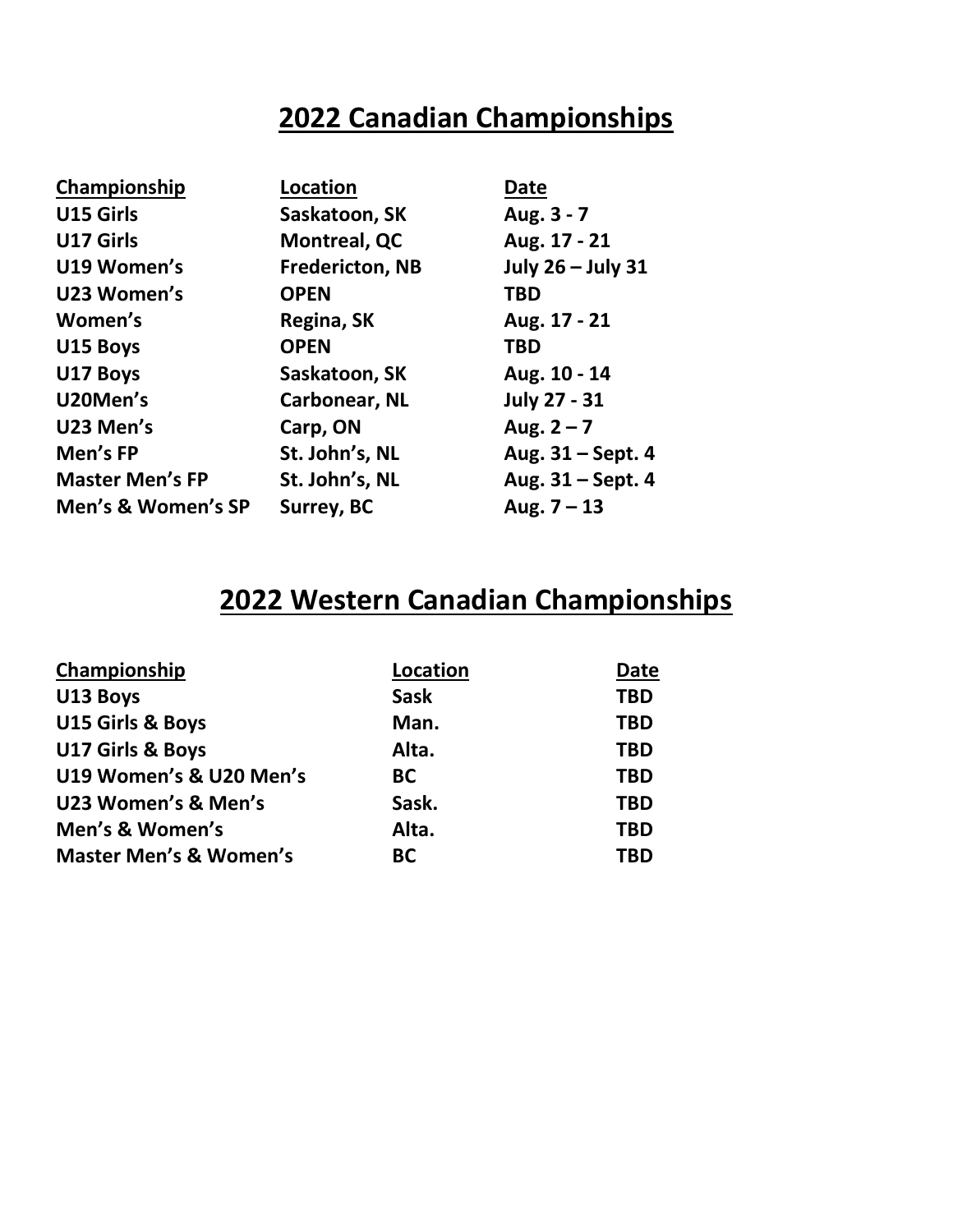# 2022 Canadian Championships

| Championship | Location | Date |
|---|---|---|
| U15 Girls | Saskatoon, SK | Aug. 3 - 7 |
| U17 Girls | Montreal, QC | Aug. 17 - 21 |
| U19 Women's | Fredericton, NB | July 26 – July 31 |
| U23 Women's | OPEN | TBD |
| Women's | Regina, SK | Aug. 17 - 21 |
| U15 Boys | OPEN | TBD |
| U17 Boys | Saskatoon, SK | Aug. 10 - 14 |
| U20Men's | Carbonear, NL | July 27 - 31 |
| U23 Men's | Carp, ON | Aug. 2 – 7 |
| Men's FP | St. John's, NL | Aug. 31 – Sept. 4 |
| Master Men's FP | St. John's, NL | Aug. 31 – Sept. 4 |
| Men's & Women's SP | Surrey, BC | Aug. 7 – 13 |

# 2022 Western Canadian Championships

| Championship | Location | Date |
|---|---|---|
| U13 Boys | Sask | TBD |
| U15 Girls & Boys | Man. | TBD |
| U17 Girls & Boys | Alta. | TBD |
| U19 Women's & U20 Men's | BC | TBD |
| U23 Women's & Men's | Sask. | TBD |
| Men's & Women's | Alta. | TBD |
| Master Men's & Women's | BC | TBD |